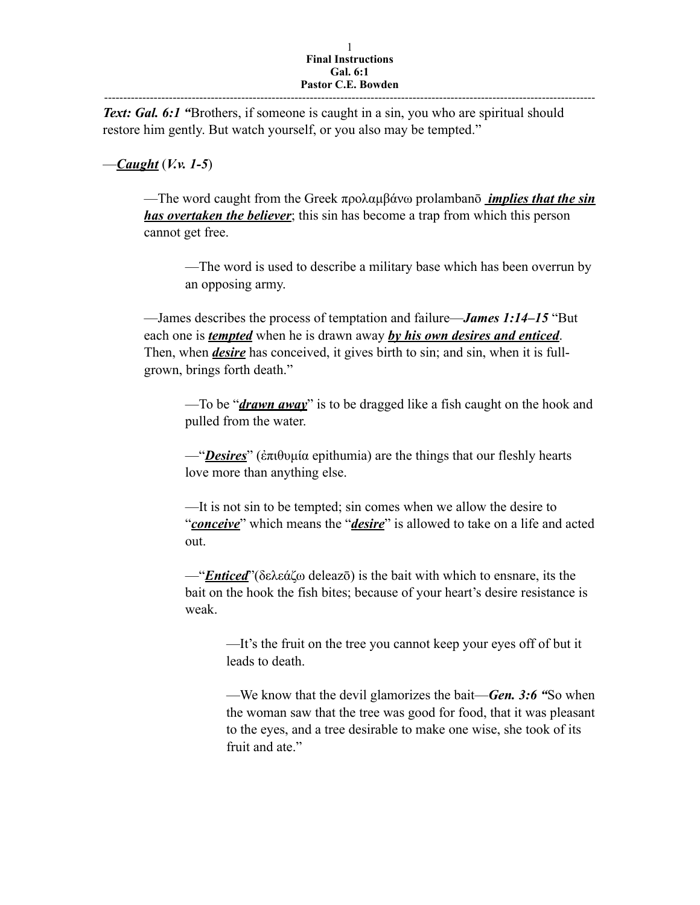**Final Instructions**
**Gal. 6:1**
**Pastor C.E. Bowden**

---

***Text: Gal. 6:1 "***Brothers, if someone is caught in a sin, you who are spiritual should restore him gently. But watch yourself, or you also may be tempted."

—***Caught*** (***V.v. 1-5***)

> —The word caught from the Greek προλαμβάνω prolambanō ***implies that the sin has overtaken the believer***; this sin has become a trap from which this person cannot get free.
>
> > —The word is used to describe a military base which has been overrun by an opposing army.
>
> —James describes the process of temptation and failure—***James 1:14–15*** "But each one is ***tempted*** when he is drawn away ***by his own desires and enticed***. Then, when ***desire*** has conceived, it gives birth to sin; and sin, when it is full-grown, brings forth death."
>
> > —To be "***drawn away***" is to be dragged like a fish caught on the hook and pulled from the water.
> >
> > —"***Desires***" (ἐπιθυμία epithumia) are the things that our fleshly hearts love more than anything else.
> >
> > —It is not sin to be tempted; sin comes when we allow the desire to "***conceive***" which means the "***desire***" is allowed to take on a life and acted out.
> >
> > —"***Enticed***"(δελεάζω deleazō) is the bait with which to ensnare, its the bait on the hook the fish bites; because of your heart's desire resistance is weak.
> >
> > > —It's the fruit on the tree you cannot keep your eyes off of but it leads to death.
> > >
> > > —We know that the devil glamorizes the bait—***Gen. 3:6 "***So when the woman saw that the tree was good for food, that it was pleasant to the eyes, and a tree desirable to make one wise, she took of its fruit and ate."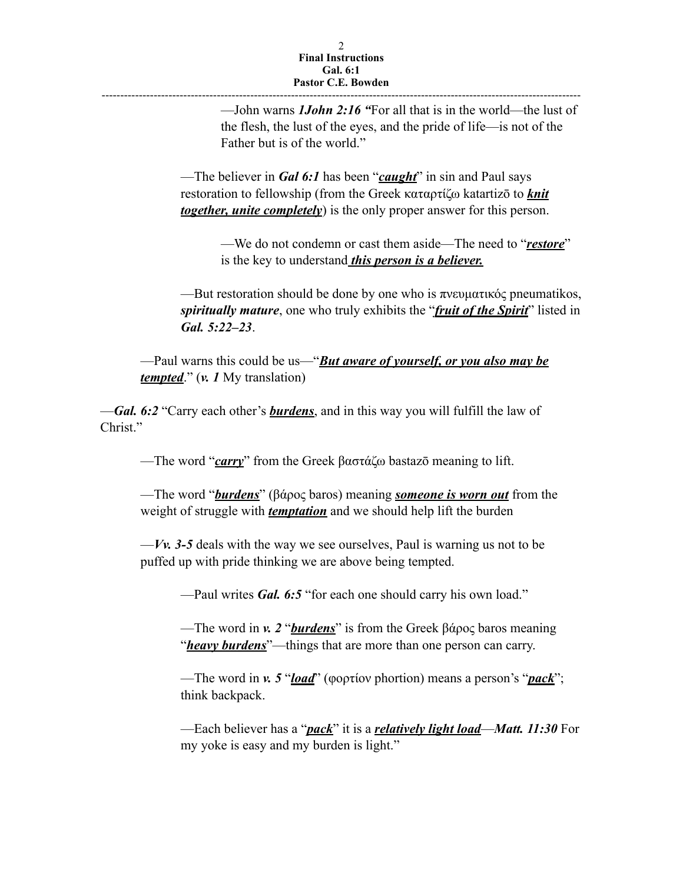—John warns ***1John 2:16*** ***"***For all that is in the world—the lust of the flesh, the lust of the eyes, and the pride of life—is not of the Father but is of the world."

—The believer in ***Gal 6:1*** has been "***caught***" in sin and Paul says restoration to fellowship (from the Greek καταρτίζω katartizō to ***knit together, unite completely***) is the only proper answer for this person.

—We do not condemn or cast them aside—The need to "***restore***" is the key to understand ***this person is a believer.***

—But restoration should be done by one who is πνευματικός pneumatikos, ***spiritually mature***, one who truly exhibits the "***fruit of the Spirit***" listed in ***Gal. 5:22–23***.

—Paul warns this could be us—"***But aware of yourself, or you also may be tempted***." (***v. 1*** My translation)

—***Gal. 6:2*** "Carry each other's ***burdens***, and in this way you will fulfill the law of Christ."

—The word "***carry***" from the Greek βαστάζω bastazō meaning to lift.

—The word "***burdens***" (βάρος baros) meaning ***someone is worn out*** from the weight of struggle with ***temptation*** and we should help lift the burden

—***Vv. 3-5*** deals with the way we see ourselves, Paul is warning us not to be puffed up with pride thinking we are above being tempted.

—Paul writes ***Gal. 6:5*** "for each one should carry his own load."

—The word in ***v. 2*** "***burdens***" is from the Greek βάρος baros meaning "***heavy burdens***"—things that are more than one person can carry.

—The word in ***v. 5*** "***load***" (φορτίον phortion) means a person's "***pack***"; think backpack.

—Each believer has a "***pack***" it is a ***relatively light load***—***Matt. 11:30*** For my yoke is easy and my burden is light."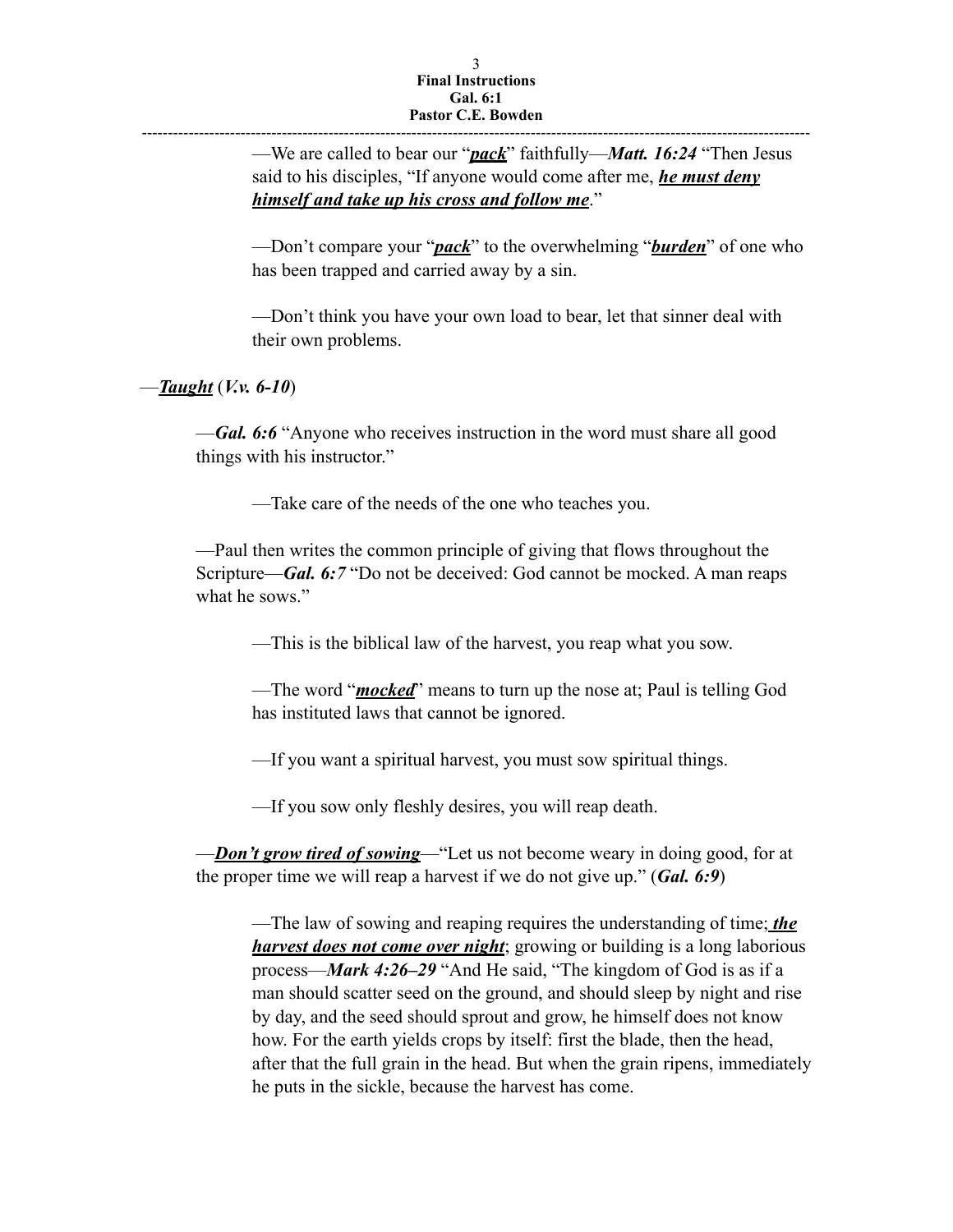—We are called to bear our "***pack***" faithfully—***Matt. 16:24*** "Then Jesus said to his disciples, "If anyone would come after me, ***he must deny himself and take up his cross and follow me***."

—Don't compare your "***pack***" to the overwhelming "***burden***" of one who has been trapped and carried away by a sin.

—Don't think you have your own load to bear, let that sinner deal with their own problems.

—***Taught*** (***V.v. 6-10***)

—***Gal. 6:6*** "Anyone who receives instruction in the word must share all good things with his instructor."

—Take care of the needs of the one who teaches you.

—Paul then writes the common principle of giving that flows throughout the Scripture—***Gal. 6:7*** "Do not be deceived: God cannot be mocked. A man reaps what he sows."

—This is the biblical law of the harvest, you reap what you sow.

—The word "***mocked***" means to turn up the nose at; Paul is telling God has instituted laws that cannot be ignored.

—If you want a spiritual harvest, you must sow spiritual things.

—If you sow only fleshly desires, you will reap death.

—***Don't grow tired of sowing***—"Let us not become weary in doing good, for at the proper time we will reap a harvest if we do not give up." (***Gal. 6:9***)

—The law of sowing and reaping requires the understanding of time; ***the harvest does not come over night***; growing or building is a long laborious process—***Mark 4:26–29*** "And He said, "The kingdom of God is as if a man should scatter seed on the ground, and should sleep by night and rise by day, and the seed should sprout and grow, he himself does not know how. For the earth yields crops by itself: first the blade, then the head, after that the full grain in the head. But when the grain ripens, immediately he puts in the sickle, because the harvest has come.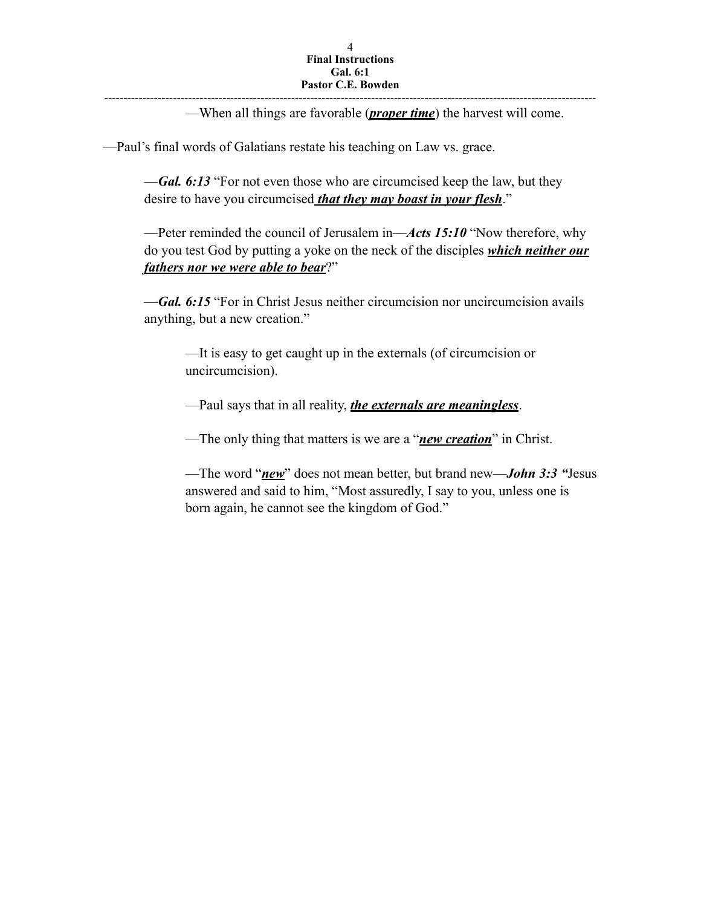—When all things are favorable (***proper time***) the harvest will come.

—Paul's final words of Galatians restate his teaching on Law vs. grace.

—***Gal. 6:13*** "For not even those who are circumcised keep the law, but they desire to have you circumcised ***that they may boast in your flesh***."

—Peter reminded the council of Jerusalem in—***Acts 15:10*** "Now therefore, why do you test God by putting a yoke on the neck of the disciples ***which neither our fathers nor we were able to bear***?"

—***Gal. 6:15*** "For in Christ Jesus neither circumcision nor uncircumcision avails anything, but a new creation."

—It is easy to get caught up in the externals (of circumcision or uncircumcision).

—Paul says that in all reality, ***the externals are meaningless***.

—The only thing that matters is we are a "***new creation***" in Christ.

—The word "***new***" does not mean better, but brand new—***John 3:3*** "Jesus answered and said to him, "Most assuredly, I say to you, unless one is born again, he cannot see the kingdom of God."